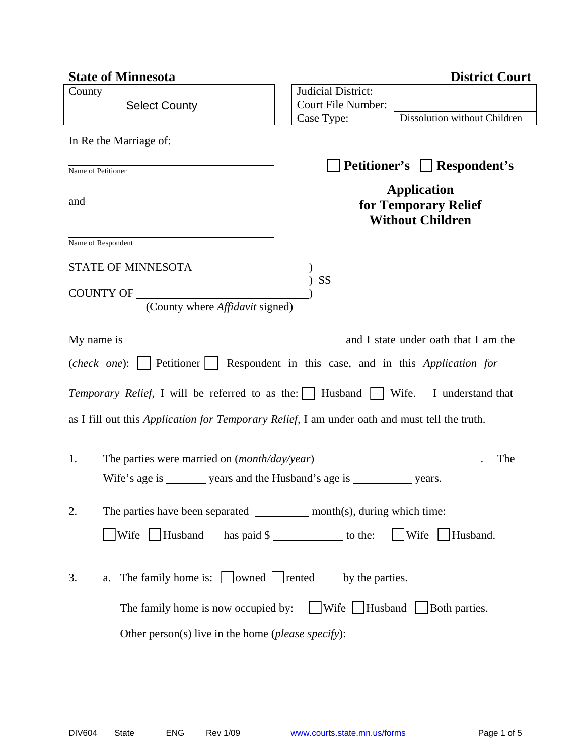**State of Minnesota** **District Court**

| County | Judicial District: | |
|---|---|---|
| Select County | Court File Number: | |
| | Case Type: | Dissolution without Children |

In Re the Marriage of:

\_\_\_\_\_\_\_\_\_\_\_\_\_\_\_\_\_\_\_\_\_\_\_\_\_\_\_\_\_\_\_\_\_\_\_\_
Name of Petitioner

and

\_\_\_\_\_\_\_\_\_\_\_\_\_\_\_\_\_\_\_\_\_\_\_\_\_\_\_\_\_\_\_\_\_\_\_\_
Name of Respondent

**☐ Petitioner's ☐ Respondent's**

## Application for Temporary Relief Without Children

STATE OF MINNESOTA )
) SS
COUNTY OF \_\_\_\_\_\_\_\_\_\_\_\_\_\_\_\_\_\_\_\_\_\_\_\_ )
(County where *Affidavit* signed)

My name is \_\_\_\_\_\_\_\_\_\_\_\_\_\_\_\_\_\_\_\_\_\_\_\_\_\_\_\_\_\_\_\_\_\_ and I state under oath that I am the (*check one*): ☐ Petitioner ☐ Respondent in this case, and in this *Application for Temporary Relief*, I will be referred to as the: ☐ Husband ☐ Wife. I understand that as I fill out this *Application for Temporary Relief*, I am under oath and must tell the truth.

1. The parties were married on (*month/day/year*) \_\_\_\_\_\_\_\_\_\_\_\_\_\_\_\_\_\_\_\_\_\_\_\_\_\_. The Wife's age is \_\_\_\_\_\_ years and the Husband's age is \_\_\_\_\_\_\_\_\_ years.

2. The parties have been separated \_\_\_\_\_\_\_\_\_ month(s), during which time:
   ☐ Wife ☐ Husband has paid $ \_\_\_\_\_\_\_\_\_\_\_\_ to the: ☐ Wife ☐ Husband.

3. a. The family home is: ☐ owned ☐ rented by the parties.

   The family home is now occupied by: ☐ Wife ☐ Husband ☐ Both parties.

   Other person(s) live in the home (*please specify*): \_\_\_\_\_\_\_\_\_\_\_\_\_\_\_\_\_\_\_\_\_\_\_\_\_\_\_\_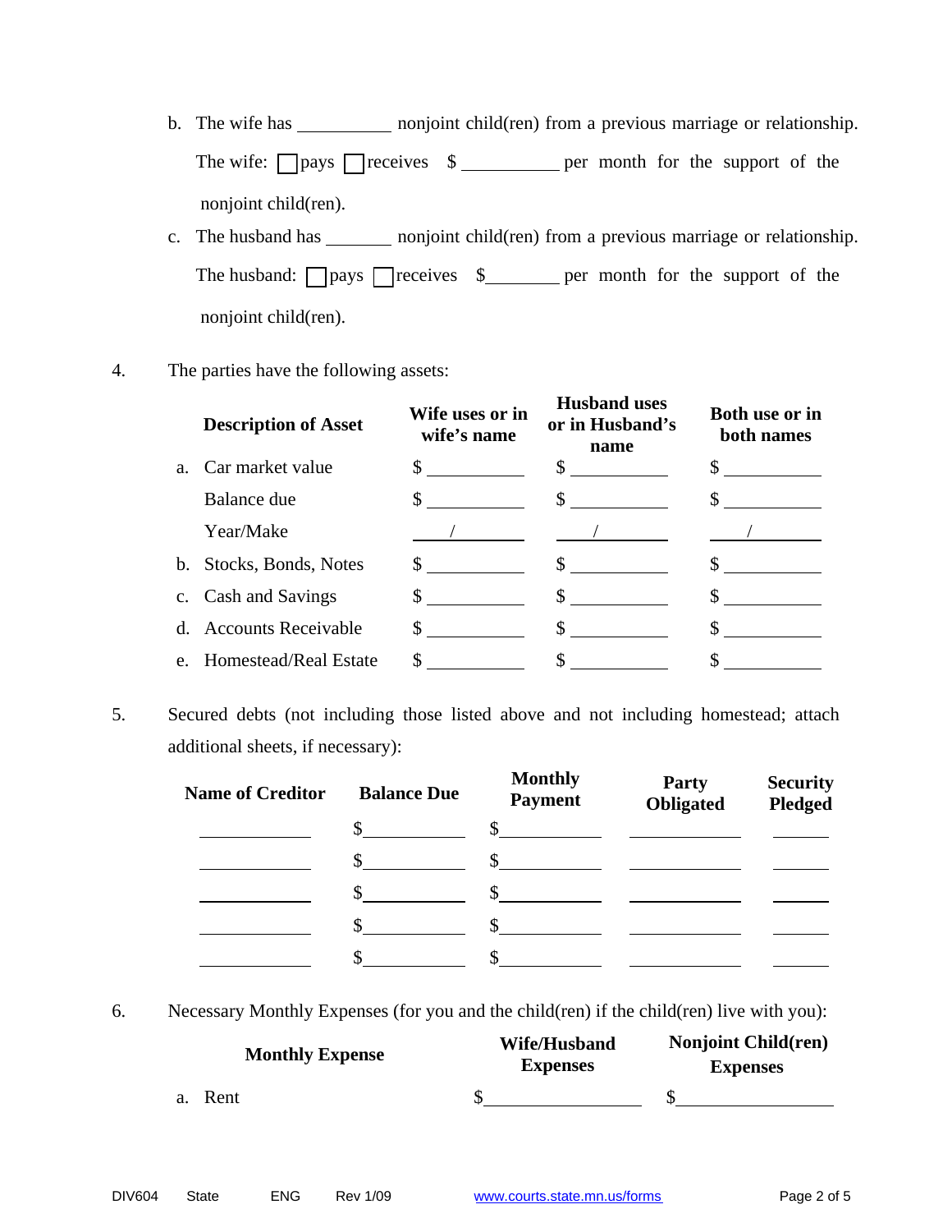b. The wife has __________ nonjoint child(ren) from a previous marriage or relationship.

The wife: ☐ pays ☐ receives $ __________ per month for the support of the nonjoint child(ren).

c. The husband has _______ nonjoint child(ren) from a previous marriage or relationship.

The husband: ☐ pays ☐ receives $ _______ per month for the support of the nonjoint child(ren).

4. The parties have the following assets:

| | Description of Asset | Wife uses or in wife's name | Husband uses or in Husband's name | Both use or in both names |
|---|---|---|---|---|
| a. | Car market value | $ __________ | $ __________ | $ __________ |
| | Balance due | $ __________ | $ __________ | $ __________ |
| | Year/Make | _____ / _____ | _____ / _____ | _____ / _____ |
| b. | Stocks, Bonds, Notes | $ __________ | $ __________ | $ __________ |
| c. | Cash and Savings | $ __________ | $ __________ | $ __________ |
| d. | Accounts Receivable | $ __________ | $ __________ | $ __________ |
| e. | Homestead/Real Estate | $ __________ | $ __________ | $ __________ |

5. Secured debts (not including those listed above and not including homestead; attach additional sheets, if necessary):

| Name of Creditor | Balance Due | Monthly Payment | Party Obligated | Security Pledged |
|---|---|---|---|---|
| __________ | $ __________ | $ __________ | __________ | ______ |
| __________ | $ __________ | $ __________ | __________ | ______ |
| __________ | $ __________ | $ __________ | __________ | ______ |
| __________ | $ __________ | $ __________ | __________ | ______ |
| __________ | $ __________ | $ __________ | __________ | ______ |

6. Necessary Monthly Expenses (for you and the child(ren) if the child(ren) live with you):

| | Monthly Expense | Wife/Husband Expenses | Nonjoint Child(ren) Expenses |
|---|---|---|---|
| a. | Rent | $ __________ | $ __________ |

DIV604 State ENG Rev 1/09 www.courts.state.mn.us/forms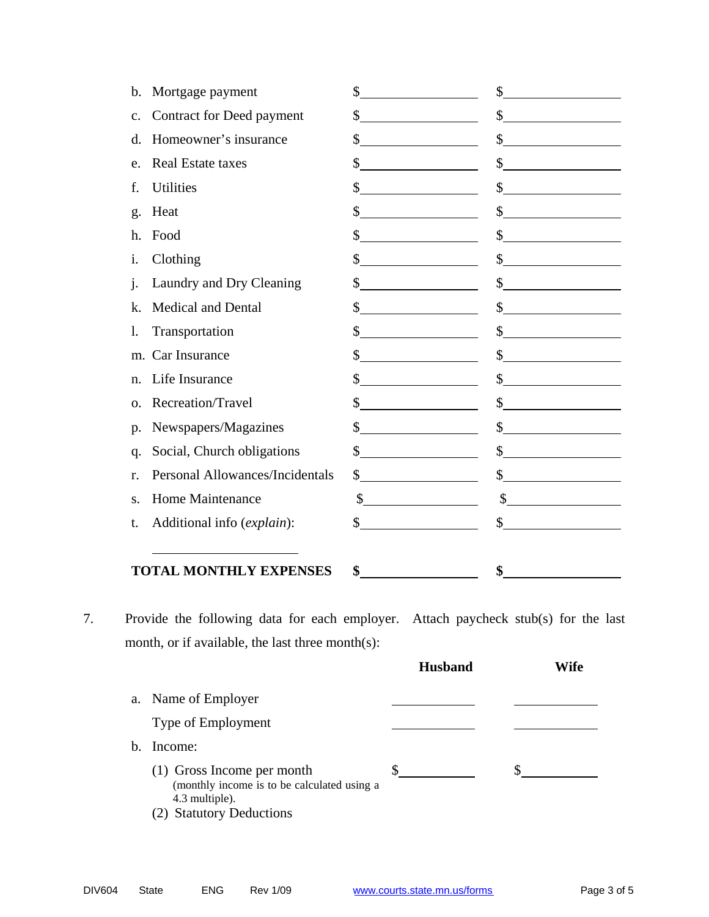| | | |
|---|---|---|
| b. Mortgage payment | $\_\_\_\_\_\_\_\_\_\_ | $\_\_\_\_\_\_\_\_\_\_ |
| c. Contract for Deed payment | $\_\_\_\_\_\_\_\_\_\_ | $\_\_\_\_\_\_\_\_\_\_ |
| d. Homeowner's insurance | $\_\_\_\_\_\_\_\_\_\_ | $\_\_\_\_\_\_\_\_\_\_ |
| e. Real Estate taxes | $\_\_\_\_\_\_\_\_\_\_ | $\_\_\_\_\_\_\_\_\_\_ |
| f. Utilities | $\_\_\_\_\_\_\_\_\_\_ | $\_\_\_\_\_\_\_\_\_\_ |
| g. Heat | $\_\_\_\_\_\_\_\_\_\_ | $\_\_\_\_\_\_\_\_\_\_ |
| h. Food | $\_\_\_\_\_\_\_\_\_\_ | $\_\_\_\_\_\_\_\_\_\_ |
| i. Clothing | $\_\_\_\_\_\_\_\_\_\_ | $\_\_\_\_\_\_\_\_\_\_ |
| j. Laundry and Dry Cleaning | $\_\_\_\_\_\_\_\_\_\_ | $\_\_\_\_\_\_\_\_\_\_ |
| k. Medical and Dental | $\_\_\_\_\_\_\_\_\_\_ | $\_\_\_\_\_\_\_\_\_\_ |
| l. Transportation | $\_\_\_\_\_\_\_\_\_\_ | $\_\_\_\_\_\_\_\_\_\_ |
| m. Car Insurance | $\_\_\_\_\_\_\_\_\_\_ | $\_\_\_\_\_\_\_\_\_\_ |
| n. Life Insurance | $\_\_\_\_\_\_\_\_\_\_ | $\_\_\_\_\_\_\_\_\_\_ |
| o. Recreation/Travel | $\_\_\_\_\_\_\_\_\_\_ | $\_\_\_\_\_\_\_\_\_\_ |
| p. Newspapers/Magazines | $\_\_\_\_\_\_\_\_\_\_ | $\_\_\_\_\_\_\_\_\_\_ |
| q. Social, Church obligations | $\_\_\_\_\_\_\_\_\_\_ | $\_\_\_\_\_\_\_\_\_\_ |
| r. Personal Allowances/Incidentals | $\_\_\_\_\_\_\_\_\_\_ | $\_\_\_\_\_\_\_\_\_\_ |
| s. Home Maintenance | $\_\_\_\_\_\_\_\_\_\_ | $\_\_\_\_\_\_\_\_\_\_ |
| t. Additional info (*explain*): \_\_\_\_\_\_\_\_\_\_\_\_\_\_\_\_ | $\_\_\_\_\_\_\_\_\_\_ | $\_\_\_\_\_\_\_\_\_\_ |
| **TOTAL MONTHLY EXPENSES** | **$\_\_\_\_\_\_\_\_\_\_** | **$\_\_\_\_\_\_\_\_\_\_** |

7. Provide the following data for each employer. Attach paycheck stub(s) for the last month, or if available, the last three month(s):

| | **Husband** | **Wife** |
|---|---|---|
| a. Name of Employer | \_\_\_\_\_\_\_\_\_\_ | \_\_\_\_\_\_\_\_\_\_ |
| Type of Employment | \_\_\_\_\_\_\_\_\_\_ | \_\_\_\_\_\_\_\_\_\_ |
| b. Income: | | |
| (1) Gross Income per month (monthly income is to be calculated using a 4.3 multiple). | $\_\_\_\_\_\_\_\_\_\_ | $\_\_\_\_\_\_\_\_\_\_ |
| (2) Statutory Deductions | | |

DIV604 State ENG Rev 1/09 www.courts.state.mn.us/forms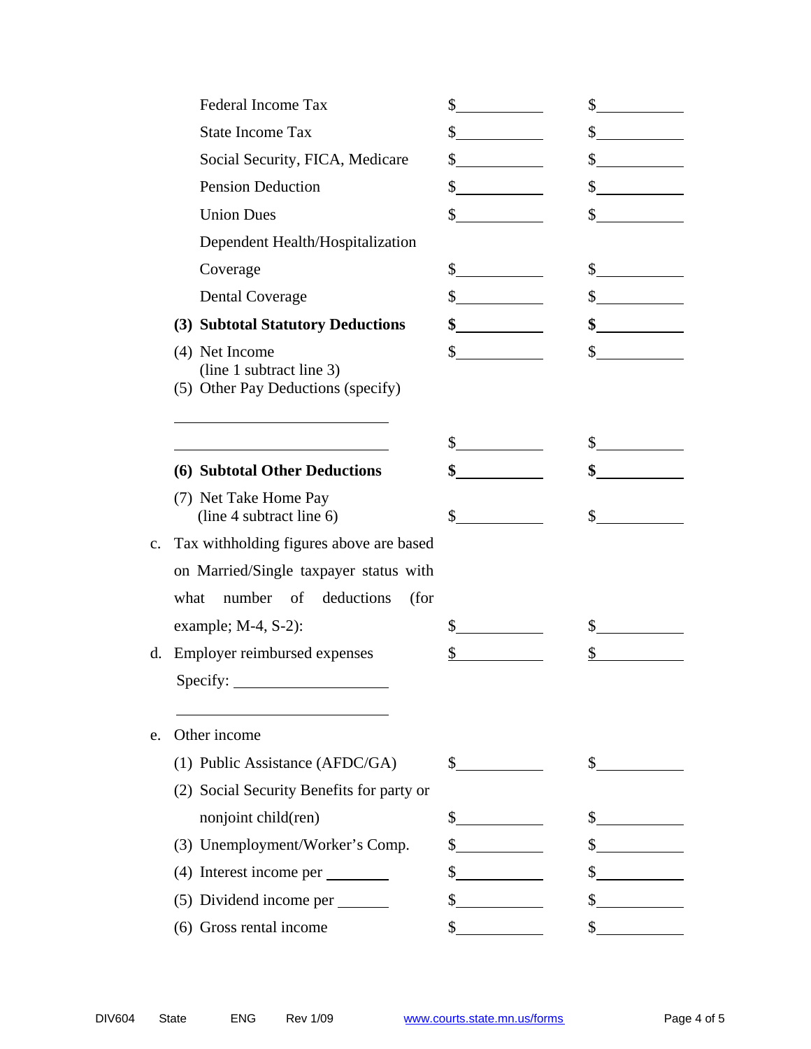| | | |
|---|---|---|
| Federal Income Tax | $\_\_\_\_\_\_\_\_\_\_ | $\_\_\_\_\_\_\_\_\_\_ |
| State Income Tax | $\_\_\_\_\_\_\_\_\_\_ | $\_\_\_\_\_\_\_\_\_\_ |
| Social Security, FICA, Medicare | $\_\_\_\_\_\_\_\_\_\_ | $\_\_\_\_\_\_\_\_\_\_ |
| Pension Deduction | $\_\_\_\_\_\_\_\_\_\_ | $\_\_\_\_\_\_\_\_\_\_ |
| Union Dues | $\_\_\_\_\_\_\_\_\_\_ | $\_\_\_\_\_\_\_\_\_\_ |
| Dependent Health/Hospitalization Coverage | $\_\_\_\_\_\_\_\_\_\_ | $\_\_\_\_\_\_\_\_\_\_ |
| Dental Coverage | $\_\_\_\_\_\_\_\_\_\_ | $\_\_\_\_\_\_\_\_\_\_ |
| **(3) Subtotal Statutory Deductions** | **$\_\_\_\_\_\_\_\_\_\_** | **$\_\_\_\_\_\_\_\_\_\_** |
| (4) Net Income (line 1 subtract line 3) | $\_\_\_\_\_\_\_\_\_\_ | $\_\_\_\_\_\_\_\_\_\_ |
| (5) Other Pay Deductions (specify) | | |
| \_\_\_\_\_\_\_\_\_\_\_\_\_\_\_\_\_\_\_\_\_\_\_\_\_\_ | | |
| \_\_\_\_\_\_\_\_\_\_\_\_\_\_\_\_\_\_\_\_\_\_\_\_\_\_ | $\_\_\_\_\_\_\_\_\_\_ | $\_\_\_\_\_\_\_\_\_\_ |
| **(6) Subtotal Other Deductions** | **$\_\_\_\_\_\_\_\_\_\_** | **$\_\_\_\_\_\_\_\_\_\_** |
| (7) Net Take Home Pay (line 4 subtract line 6) | $\_\_\_\_\_\_\_\_\_\_ | $\_\_\_\_\_\_\_\_\_\_ |
| c. Tax withholding figures above are based on Married/Single taxpayer status with what number of deductions (for example; M-4, S-2): | $\_\_\_\_\_\_\_\_\_\_ | $\_\_\_\_\_\_\_\_\_\_ |
| d. Employer reimbursed expenses | $\_\_\_\_\_\_\_\_\_\_ | $\_\_\_\_\_\_\_\_\_\_ |
| Specify: \_\_\_\_\_\_\_\_\_\_\_\_\_\_\_\_\_\_\_\_ | | |
| \_\_\_\_\_\_\_\_\_\_\_\_\_\_\_\_\_\_\_\_\_\_\_\_\_\_ | | |
| e. Other income | | |
| (1) Public Assistance (AFDC/GA) | $\_\_\_\_\_\_\_\_\_\_ | $\_\_\_\_\_\_\_\_\_\_ |
| (2) Social Security Benefits for party or nonjoint child(ren) | $\_\_\_\_\_\_\_\_\_\_ | $\_\_\_\_\_\_\_\_\_\_ |
| (3) Unemployment/Worker's Comp. | $\_\_\_\_\_\_\_\_\_\_ | $\_\_\_\_\_\_\_\_\_\_ |
| (4) Interest income per \_\_\_\_\_\_\_\_ | $\_\_\_\_\_\_\_\_\_\_ | $\_\_\_\_\_\_\_\_\_\_ |
| (5) Dividend income per \_\_\_\_\_\_\_ | $\_\_\_\_\_\_\_\_\_\_ | $\_\_\_\_\_\_\_\_\_\_ |
| (6) Gross rental income | $\_\_\_\_\_\_\_\_\_\_ | $\_\_\_\_\_\_\_\_\_\_ |

DIV604 State ENG Rev 1/09 www.courts.state.mn.us/forms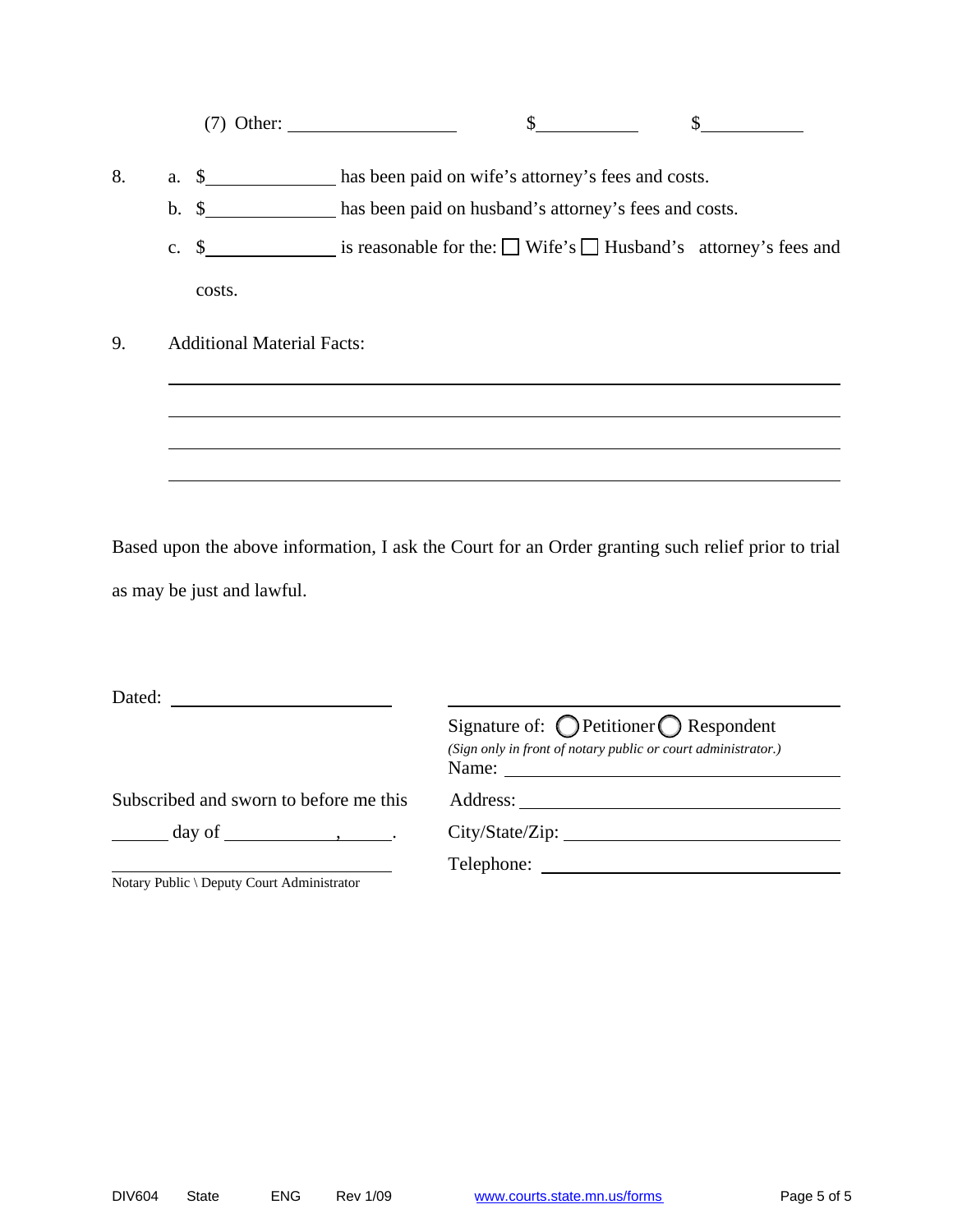(7) Other: __________________ $___________ $___________

8. a. $______________ has been paid on wife's attorney's fees and costs.

   b. $______________ has been paid on husband's attorney's fees and costs.

   c. $______________ is reasonable for the: ☐ Wife's ☐ Husband's attorney's fees and costs.

9. Additional Material Facts:

______________________________________________________________________

______________________________________________________________________

______________________________________________________________________

______________________________________________________________________

Based upon the above information, I ask the Court for an Order granting such relief prior to trial as may be just and lawful.

Dated: ________________________

______________________________________
Signature of: ◯ Petitioner ◯ Respondent
*(Sign only in front of notary public or court administrator.)*
Name: ________________________________

Subscribed and sworn to before me this

______ day of ____________, ______.

______________________________
Notary Public \ Deputy Court Administrator

Address: ______________________________

City/State/Zip: __________________________

Telephone: _____________________________

DIV604 State ENG Rev 1/09 www.courts.state.mn.us/forms